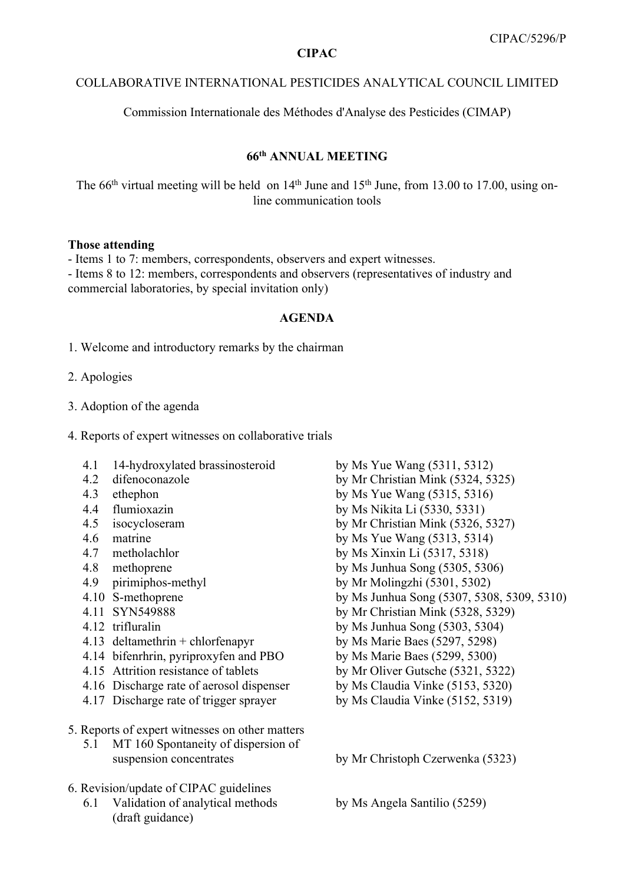CIPAC/5296/P

**CIPAC**

COLLABORATIVE INTERNATIONAL PESTICIDES ANALYTICAL COUNCIL LIMITED

Commission Internationale des Méthodes d'Analyse des Pesticides (CIMAP)

**66th ANNUAL MEETING**

The 66th virtual meeting will be held on 14th June and 15th June, from 13.00 to 17.00, using on-line communication tools

**Those attending**

- Items 1 to 7: members, correspondents, observers and expert witnesses.
- Items 8 to 12: members, correspondents and observers (representatives of industry and commercial laboratories, by special invitation only)

**AGENDA**

1. Welcome and introductory remarks by the chairman

2. Apologies

3. Adoption of the agenda

4. Reports of expert witnesses on collaborative trials

| | | |
|---|---|---|
| 4.1 | 14-hydroxylated brassinosteroid | by Ms Yue Wang (5311, 5312) |
| 4.2 | difenoconazole | by Mr Christian Mink (5324, 5325) |
| 4.3 | ethephon | by Ms Yue Wang (5315, 5316) |
| 4.4 | flumioxazin | by Ms Nikita Li (5330, 5331) |
| 4.5 | isocycloseram | by Mr Christian Mink (5326, 5327) |
| 4.6 | matrine | by Ms Yue Wang (5313, 5314) |
| 4.7 | metholachlor | by Ms Xinxin Li (5317, 5318) |
| 4.8 | methoprene | by Ms Junhua Song (5305, 5306) |
| 4.9 | pirimiphos-methyl | by Mr Molingzhi (5301, 5302) |
| 4.10 | S-methoprene | by Ms Junhua Song (5307, 5308, 5309, 5310) |
| 4.11 | SYN549888 | by Mr Christian Mink (5328, 5329) |
| 4.12 | trifluralin | by Ms Junhua Song (5303, 5304) |
| 4.13 | deltamethrin + chlorfenapyr | by Ms Marie Baes (5297, 5298) |
| 4.14 | bifenrhrin, pyriproxyfen and PBO | by Ms Marie Baes (5299, 5300) |
| 4.15 | Attrition resistance of tablets | by Mr Oliver Gutsche (5321, 5322) |
| 4.16 | Discharge rate of aerosol dispenser | by Ms Claudia Vinke (5153, 5320) |
| 4.17 | Discharge rate of trigger sprayer | by Ms Claudia Vinke (5152, 5319) |

5. Reports of expert witnesses on other matters

| | | |
|---|---|---|
| 5.1 | MT 160 Spontaneity of dispersion of suspension concentrates | by Mr Christoph Czerwenka (5323) |

6. Revision/update of CIPAC guidelines

| | | |
|---|---|---|
| 6.1 | Validation of analytical methods (draft guidance) | by Ms Angela Santilio (5259) |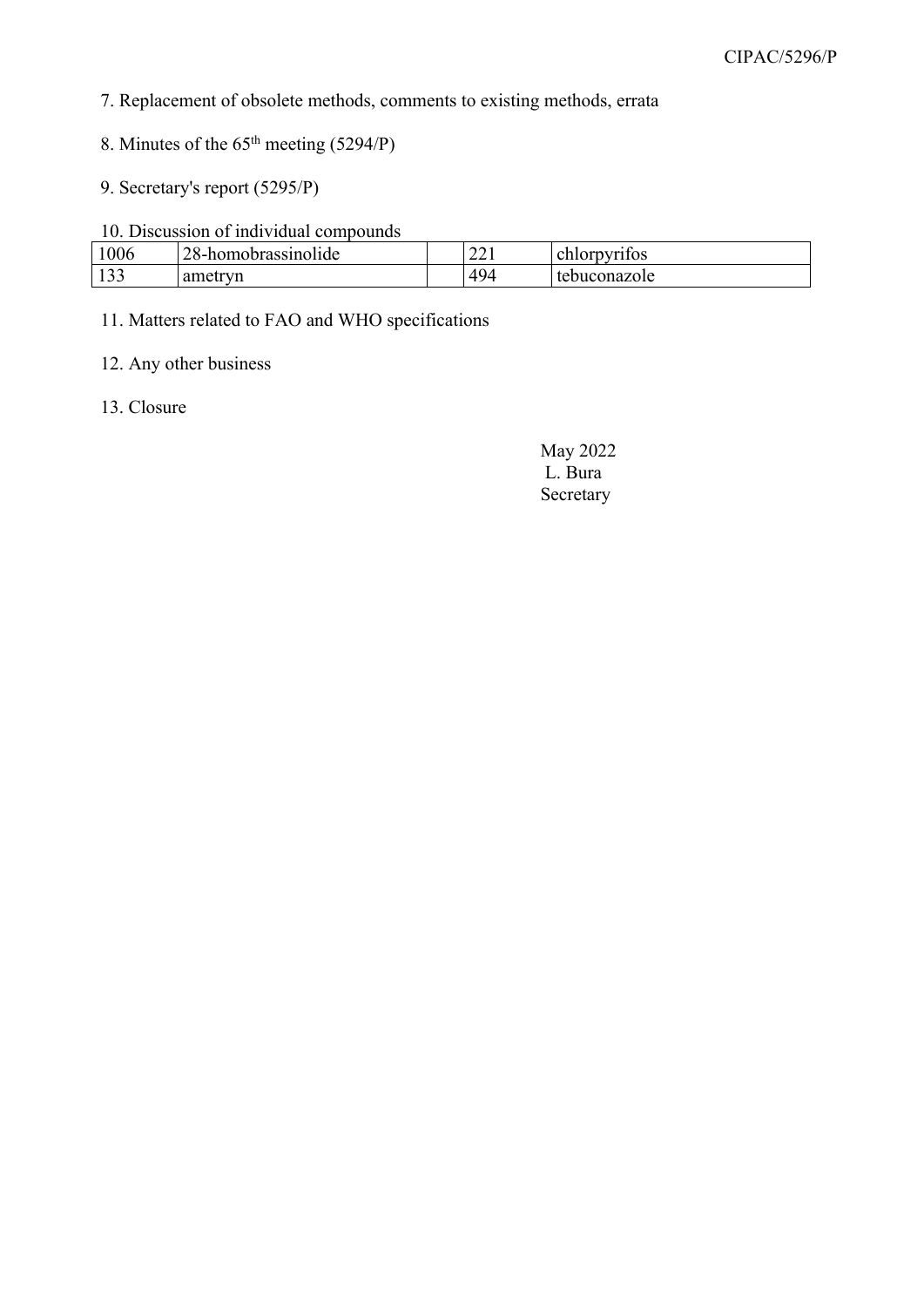7. Replacement of obsolete methods, comments to existing methods, errata

8. Minutes of the 65th meeting (5294/P)

9. Secretary's report (5295/P)

10. Discussion of individual compounds

| | | | | |
|---|---|---|---|---|
| 1006 | 28-homobrassinolide | | 221 | chlorpyrifos |
| 133 | ametryn | | 494 | tebuconazole |

11. Matters related to FAO and WHO specifications

12. Any other business

13. Closure

May 2022
L. Bura
Secretary